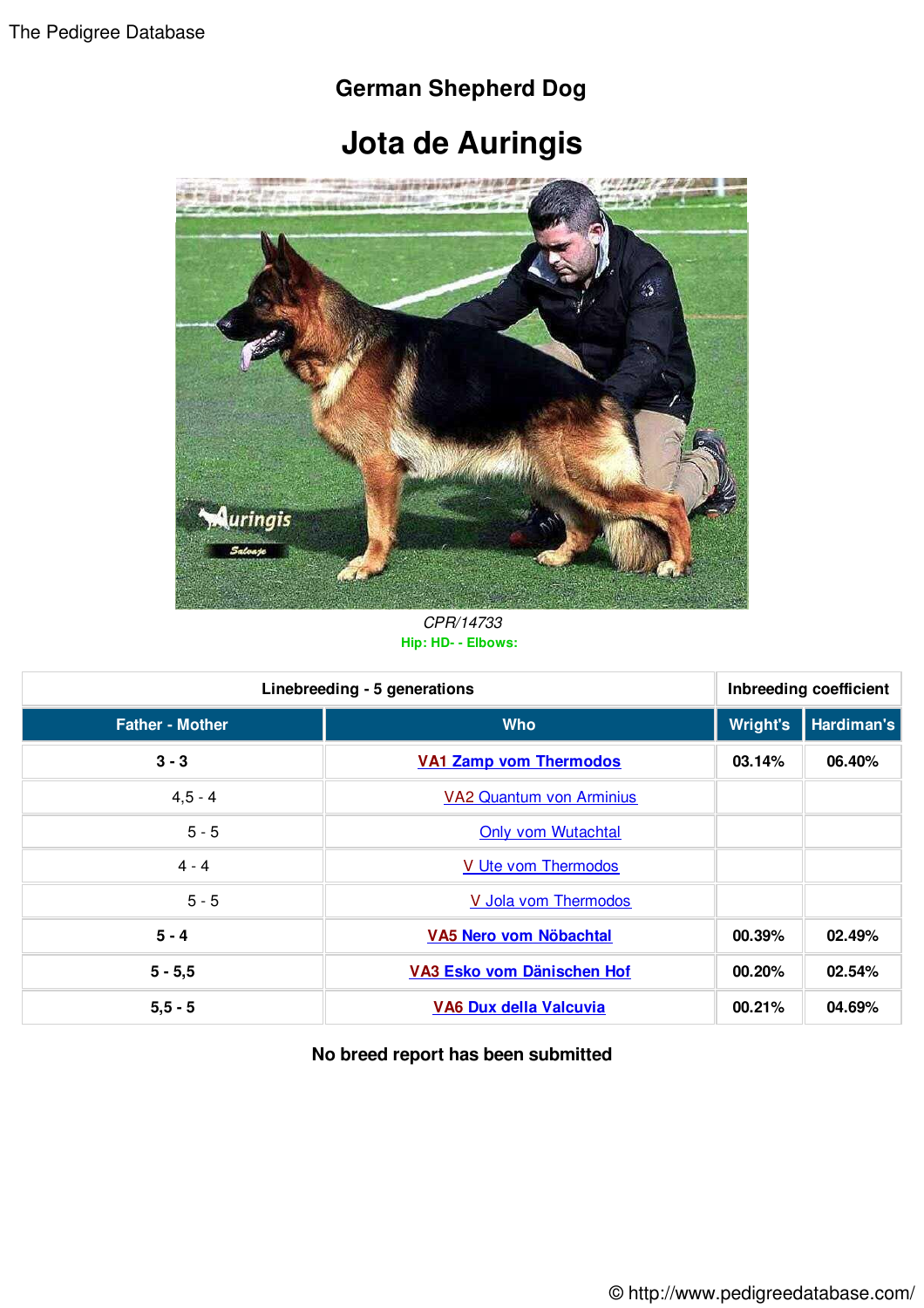The Pedigree Database

## German Shepherd Dog

# Jota de Auringis

*CPR/14733*

**Hip: HD- - Elbows:**

| Linebreeding - 5 generations | | Inbreeding coefficient | |
|---|---|---|---|
| **Father - Mother** | **Who** | **Wright's** | **Hardiman's** |
| **3 - 3** | **VA1 Zamp vom Thermodos** | **03.14%** | **06.40%** |
| 4,5 - 4 | VA2 Quantum von Arminius | | |
| 5 - 5 | Only vom Wutachtal | | |
| 4 - 4 | V Ute vom Thermodos | | |
| 5 - 5 | V Jola vom Thermodos | | |
| **5 - 4** | **VA5 Nero vom Nöbachtal** | **00.39%** | **02.49%** |
| **5 - 5,5** | **VA3 Esko vom Dänischen Hof** | **00.20%** | **02.54%** |
| **5,5 - 5** | **VA6 Dux della Valcuvia** | **00.21%** | **04.69%** |

**No breed report has been submitted**

© http://www.pedigreedatabase.com/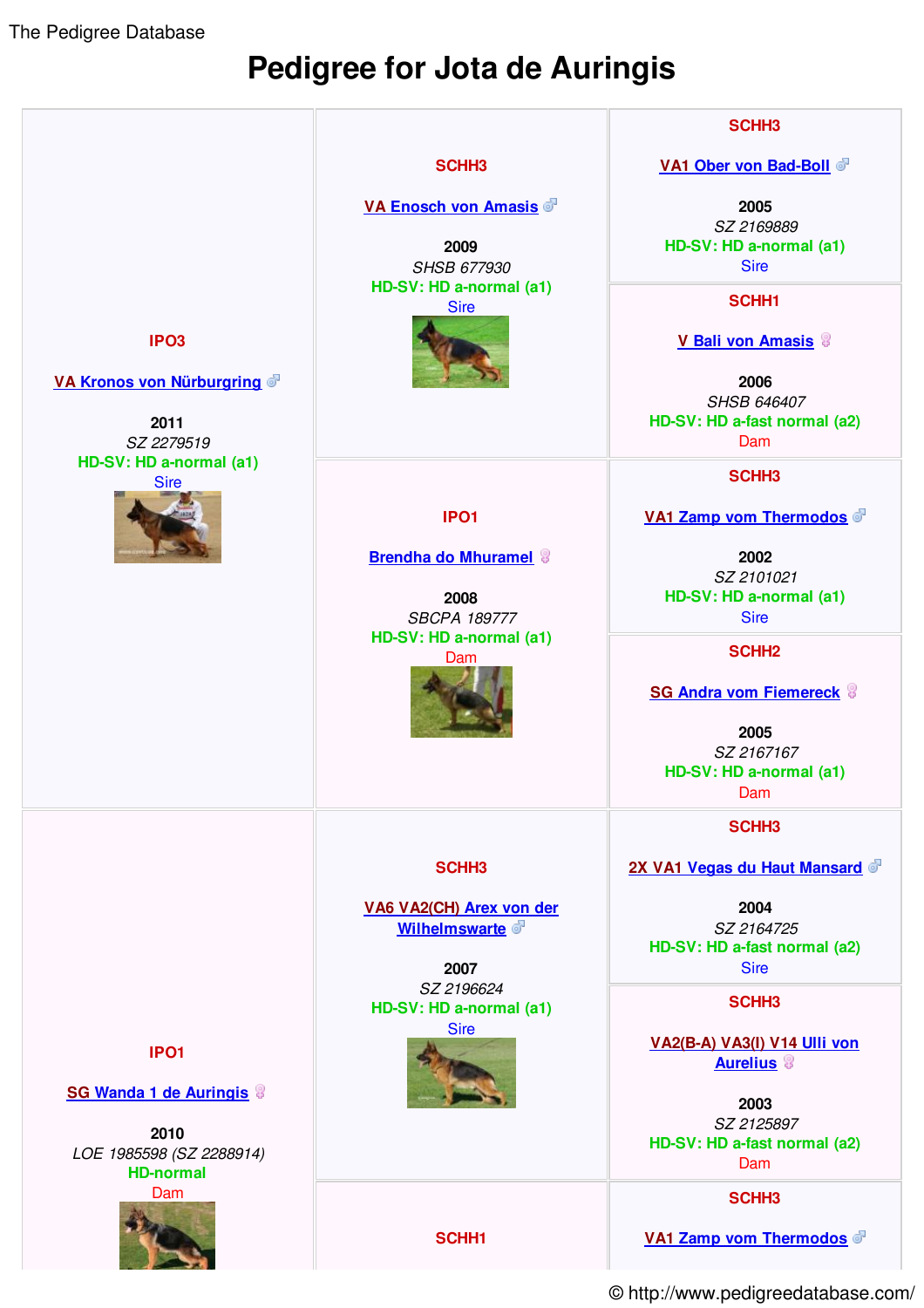The Pedigree Database

# Pedigree for Jota de Auringis

| | | |
|---|---|---|
| IPO3<br><br>VA Kronos von Nürburgring ♂<br><br>2011<br>*SZ 2279519*<br>HD-SV: HD a-normal (a1)<br>Sire | SCHH3<br><br>VA Enosch von Amasis ♂<br><br>2009<br>*SHSB 677930*<br>HD-SV: HD a-normal (a1)<br>Sire | SCHH3<br><br>VA1 Ober von Bad-Boll ♂<br><br>2005<br>*SZ 2169889*<br>HD-SV: HD a-normal (a1)<br>Sire |
| | | SCHH1<br><br>V Bali von Amasis ♀<br><br>2006<br>*SHSB 646407*<br>HD-SV: HD a-fast normal (a2)<br>Dam |
| | IPO1<br><br>Brendha do Mhuramel ♀<br><br>2008<br>*SBCPA 189777*<br>HD-SV: HD a-normal (a1)<br>Dam | SCHH3<br><br>VA1 Zamp vom Thermodos ♂<br><br>2002<br>*SZ 2101021*<br>HD-SV: HD a-normal (a1)<br>Sire |
| | | SCHH2<br><br>SG Andra vom Fiemereck ♀<br><br>2005<br>*SZ 2167167*<br>HD-SV: HD a-normal (a1)<br>Dam |
| IPO1<br><br>SG Wanda 1 de Auringis ♀<br><br>2010<br>*LOE 1985598 (SZ 2288914)*<br>HD-normal<br>Dam | SCHH3<br><br>VA6 VA2(CH) Arex von der Wilhelmswarte ♂<br><br>2007<br>*SZ 2196624*<br>HD-SV: HD a-normal (a1)<br>Sire | SCHH3<br><br>2X VA1 Vegas du Haut Mansard ♂<br><br>2004<br>*SZ 2164725*<br>HD-SV: HD a-fast normal (a2)<br>Sire |
| | | SCHH3<br><br>VA2(B-A) VA3(I) V14 Ulli von Aurelius ♀<br><br>2003<br>*SZ 2125897*<br>HD-SV: HD a-fast normal (a2)<br>Dam |
| | SCHH1 | SCHH3<br><br>VA1 Zamp vom Thermodos ♂ |

© http://www.pedigreedatabase.com/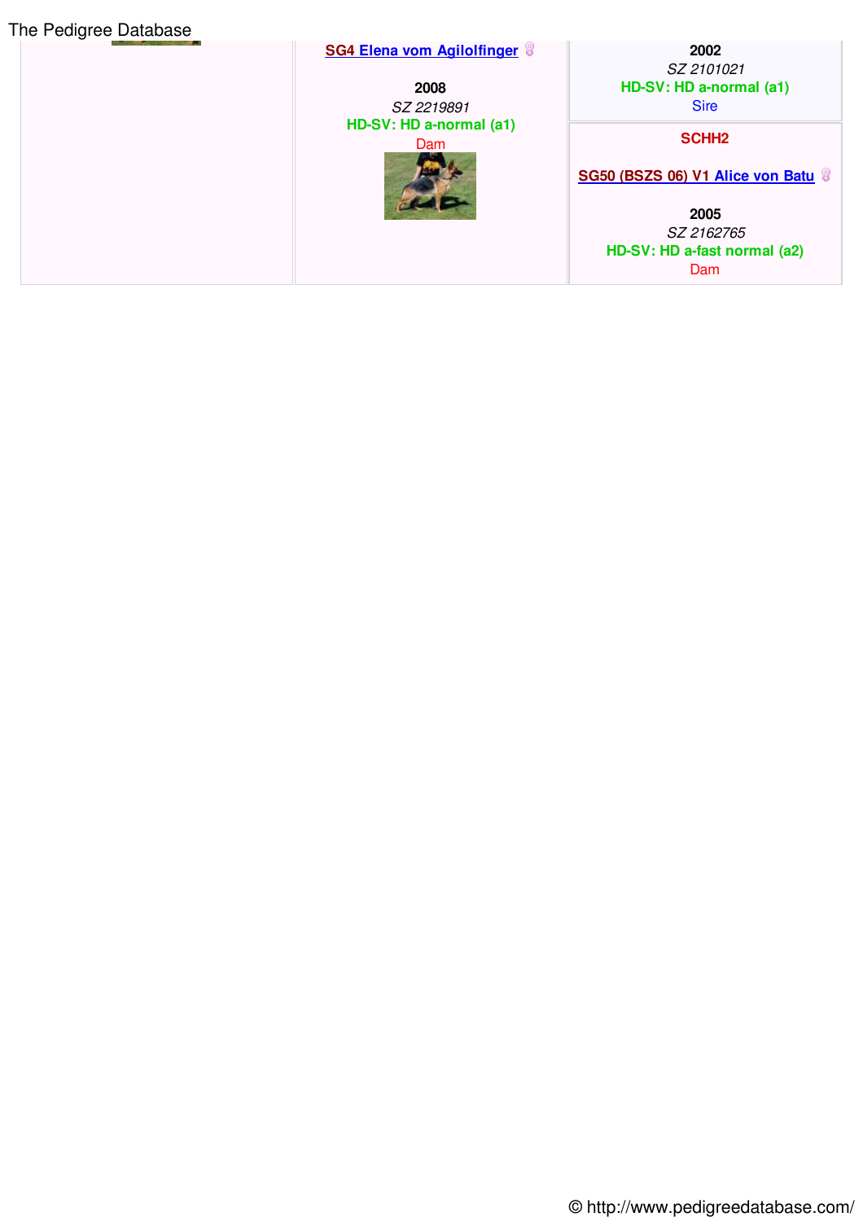| | | |
|---|---|---|
| | **SG4 Elena vom Agilolfinger**<br><br>**2008**<br>*SZ 2219891*<br>**HD-SV: HD a-normal (a1)**<br>Dam | **2002**<br>*SZ 2101021*<br>**HD-SV: HD a-normal (a1)**<br>Sire |
| | | **SCHH2**<br><br>**SG50 (BSZS 06) V1 Alice von Batu**<br><br>**2005**<br>*SZ 2162765*<br>**HD-SV: HD a-fast normal (a2)**<br>Dam |

© http://www.pedigreedatabase.com/